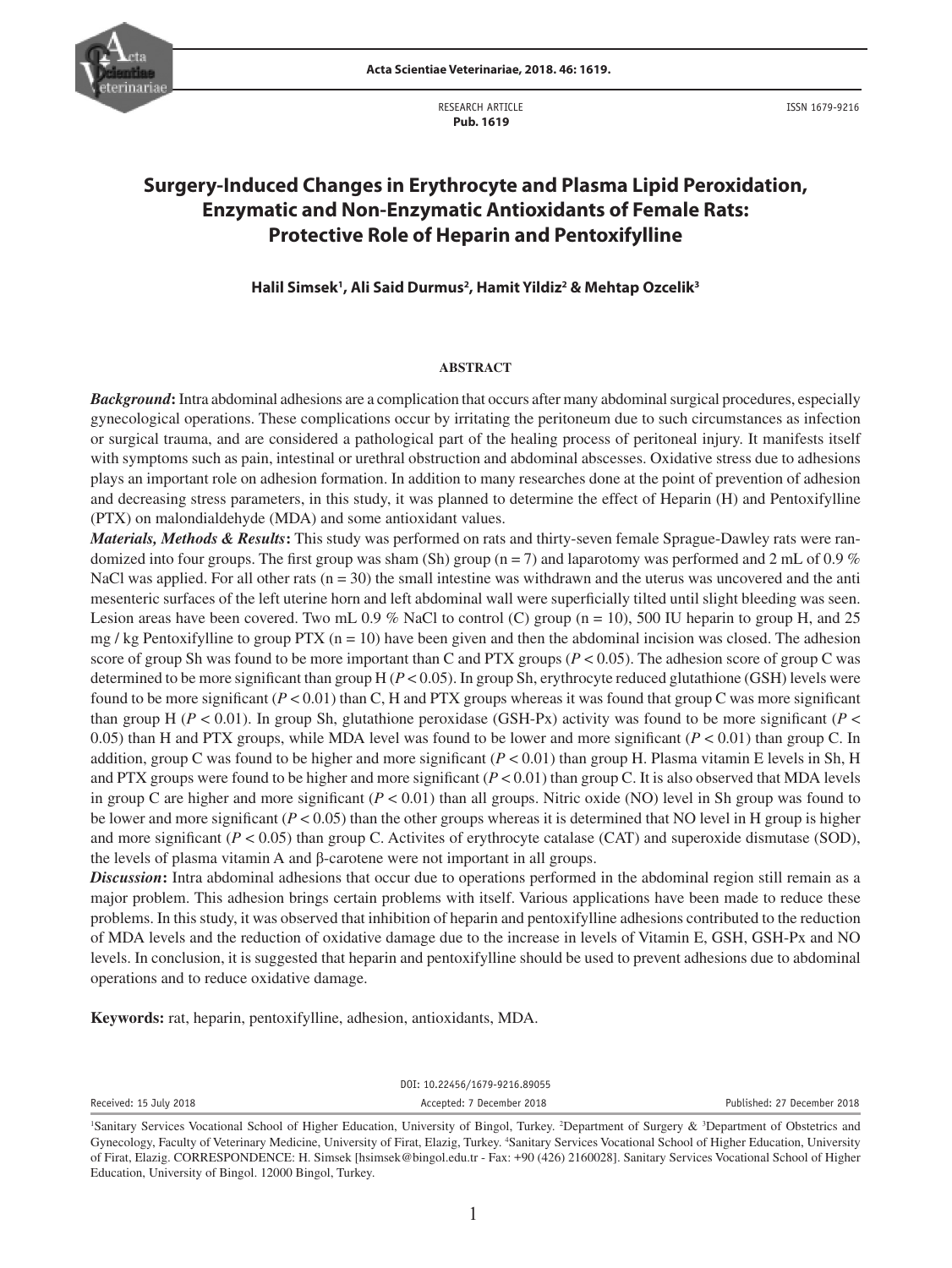RESEARCH ARTICLE
**Pub. 1619**

ISSN 1679-9216

# Surgery-Induced Changes in Erythrocyte and Plasma Lipid Peroxidation, Enzymatic and Non-Enzymatic Antioxidants of Female Rats: Protective Role of Heparin and Pentoxifylline

**Halil Simsek[1], Ali Said Durmus[2], Hamit Yildiz[2] & Mehtap Ozcelik[3]**

## ABSTRACT

***Background*:** Intra abdominal adhesions are a complication that occurs after many abdominal surgical procedures, especially gynecological operations. These complications occur by irritating the peritoneum due to such circumstances as infection or surgical trauma, and are considered a pathological part of the healing process of peritoneal injury. It manifests itself with symptoms such as pain, intestinal or urethral obstruction and abdominal abscesses. Oxidative stress due to adhesions plays an important role on adhesion formation. In addition to many researches done at the point of prevention of adhesion and decreasing stress parameters, in this study, it was planned to determine the effect of Heparin (H) and Pentoxifylline (PTX) on malondialdehyde (MDA) and some antioxidant values.

***Materials, Methods & Results*:** This study was performed on rats and thirty-seven female Sprague-Dawley rats were randomized into four groups. The first group was sham (Sh) group (n = 7) and laparotomy was performed and 2 mL of 0.9 % NaCl was applied. For all other rats (n = 30) the small intestine was withdrawn and the uterus was uncovered and the anti mesenteric surfaces of the left uterine horn and left abdominal wall were superficially tilted until slight bleeding was seen. Lesion areas have been covered. Two mL 0.9 % NaCl to control (C) group (n = 10), 500 IU heparin to group H, and 25 mg / kg Pentoxifylline to group PTX (n = 10) have been given and then the abdominal incision was closed. The adhesion score of group Sh was found to be more important than C and PTX groups ($P < 0.05$). The adhesion score of group C was determined to be more significant than group H ($P < 0.05$). In group Sh, erythrocyte reduced glutathione (GSH) levels were found to be more significant ($P < 0.01$) than C, H and PTX groups whereas it was found that group C was more significant than group H ($P < 0.01$). In group Sh, glutathione peroxidase (GSH-Px) activity was found to be more significant ($P < 0.05$) than H and PTX groups, while MDA level was found to be lower and more significant ($P < 0.01$) than group C. In addition, group C was found to be higher and more significant ($P < 0.01$) than group H. Plasma vitamin E levels in Sh, H and PTX groups were found to be higher and more significant ($P < 0.01$) than group C. It is also observed that MDA levels in group C are higher and more significant ($P < 0.01$) than all groups. Nitric oxide (NO) level in Sh group was found to be lower and more significant ($P < 0.05$) than the other groups whereas it is determined that NO level in H group is higher and more significant ($P < 0.05$) than group C. Activites of erythrocyte catalase (CAT) and superoxide dismutase (SOD), the levels of plasma vitamin A and β-carotene were not important in all groups.

***Discussion*:** Intra abdominal adhesions that occur due to operations performed in the abdominal region still remain as a major problem. This adhesion brings certain problems with itself. Various applications have been made to reduce these problems. In this study, it was observed that inhibition of heparin and pentoxifylline adhesions contributed to the reduction of MDA levels and the reduction of oxidative damage due to the increase in levels of Vitamin E, GSH, GSH-Px and NO levels. In conclusion, it is suggested that heparin and pentoxifylline should be used to prevent adhesions due to abdominal operations and to reduce oxidative damage.

**Keywords:** rat, heparin, pentoxifylline, adhesion, antioxidants, MDA.

DOI: 10.22456/1679-9216.89055

Received: 15 July 2018 | Accepted: 7 December 2018 | Published: 27 December 2018

[1]Sanitary Services Vocational School of Higher Education, University of Bingol, Turkey. [2]Department of Surgery & [3]Department of Obstetrics and Gynecology, Faculty of Veterinary Medicine, University of Firat, Elazig, Turkey. [4]Sanitary Services Vocational School of Higher Education, University of Firat, Elazig. CORRESPONDENCE: H. Simsek [hsimsek@bingol.edu.tr - Fax: +90 (426) 2160028]. Sanitary Services Vocational School of Higher Education, University of Bingol. 12000 Bingol, Turkey.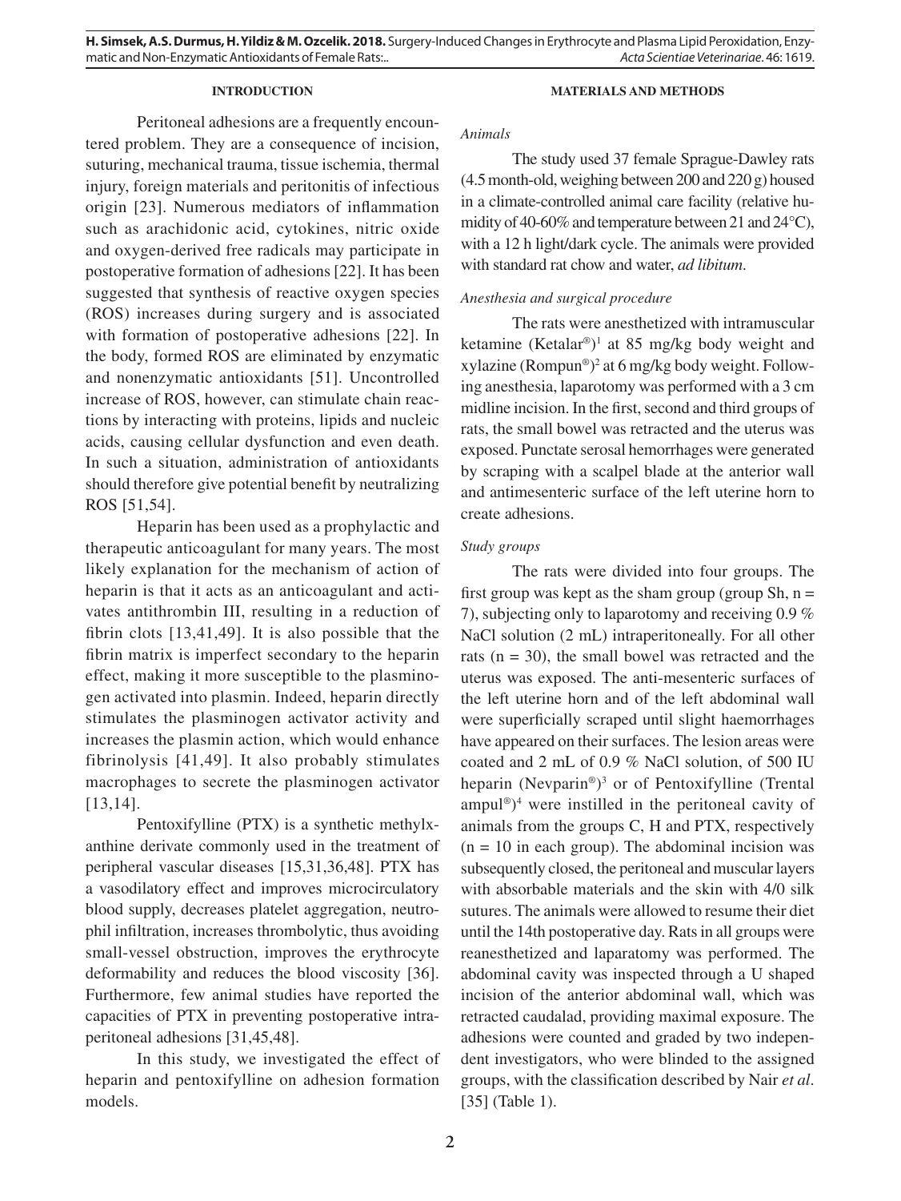## INTRODUCTION

Peritoneal adhesions are a frequently encountered problem. They are a consequence of incision, suturing, mechanical trauma, tissue ischemia, thermal injury, foreign materials and peritonitis of infectious origin [23]. Numerous mediators of inflammation such as arachidonic acid, cytokines, nitric oxide and oxygen-derived free radicals may participate in postoperative formation of adhesions [22]. It has been suggested that synthesis of reactive oxygen species (ROS) increases during surgery and is associated with formation of postoperative adhesions [22]. In the body, formed ROS are eliminated by enzymatic and nonenzymatic antioxidants [51]. Uncontrolled increase of ROS, however, can stimulate chain reactions by interacting with proteins, lipids and nucleic acids, causing cellular dysfunction and even death. In such a situation, administration of antioxidants should therefore give potential benefit by neutralizing ROS [51,54].

Heparin has been used as a prophylactic and therapeutic anticoagulant for many years. The most likely explanation for the mechanism of action of heparin is that it acts as an anticoagulant and activates antithrombin III, resulting in a reduction of fibrin clots [13,41,49]. It is also possible that the fibrin matrix is imperfect secondary to the heparin effect, making it more susceptible to the plasminogen activated into plasmin. Indeed, heparin directly stimulates the plasminogen activator activity and increases the plasmin action, which would enhance fibrinolysis [41,49]. It also probably stimulates macrophages to secrete the plasminogen activator [13,14].

Pentoxifylline (PTX) is a synthetic methylxanthine derivate commonly used in the treatment of peripheral vascular diseases [15,31,36,48]. PTX has a vasodilatory effect and improves microcirculatory blood supply, decreases platelet aggregation, neutrophil infiltration, increases thrombolytic, thus avoiding small-vessel obstruction, improves the erythrocyte deformability and reduces the blood viscosity [36]. Furthermore, few animal studies have reported the capacities of PTX in preventing postoperative intraperitoneal adhesions [31,45,48].

In this study, we investigated the effect of heparin and pentoxifylline on adhesion formation models.

## MATERIALS AND METHODS

### *Animals*

The study used 37 female Sprague-Dawley rats (4.5 month-old, weighing between 200 and 220 g) housed in a climate-controlled animal care facility (relative humidity of 40-60% and temperature between 21 and 24°C), with a 12 h light/dark cycle. The animals were provided with standard rat chow and water, *ad libitum*.

### *Anesthesia and surgical procedure*

The rats were anesthetized with intramuscular ketamine (Ketalar®)[1] at 85 mg/kg body weight and xylazine (Rompun®)[2] at 6 mg/kg body weight. Following anesthesia, laparotomy was performed with a 3 cm midline incision. In the first, second and third groups of rats, the small bowel was retracted and the uterus was exposed. Punctate serosal hemorrhages were generated by scraping with a scalpel blade at the anterior wall and antimesenteric surface of the left uterine horn to create adhesions.

### *Study groups*

The rats were divided into four groups. The first group was kept as the sham group (group Sh, n = 7), subjecting only to laparotomy and receiving 0.9 % NaCl solution (2 mL) intraperitoneally. For all other rats (n = 30), the small bowel was retracted and the uterus was exposed. The anti-mesenteric surfaces of the left uterine horn and of the left abdominal wall were superficially scraped until slight haemorrhages have appeared on their surfaces. The lesion areas were coated and 2 mL of 0.9 % NaCl solution, of 500 IU heparin (Nevparin®)[3] or of Pentoxifylline (Trental ampul®)[4] were instilled in the peritoneal cavity of animals from the groups C, H and PTX, respectively (n = 10 in each group). The abdominal incision was subsequently closed, the peritoneal and muscular layers with absorbable materials and the skin with 4/0 silk sutures. The animals were allowed to resume their diet until the 14th postoperative day. Rats in all groups were reanesthetized and laparatomy was performed. The abdominal cavity was inspected through a U shaped incision of the anterior abdominal wall, which was retracted caudalad, providing maximal exposure. The adhesions were counted and graded by two independent investigators, who were blinded to the assigned groups, with the classification described by Nair *et al*. [35] (Table 1).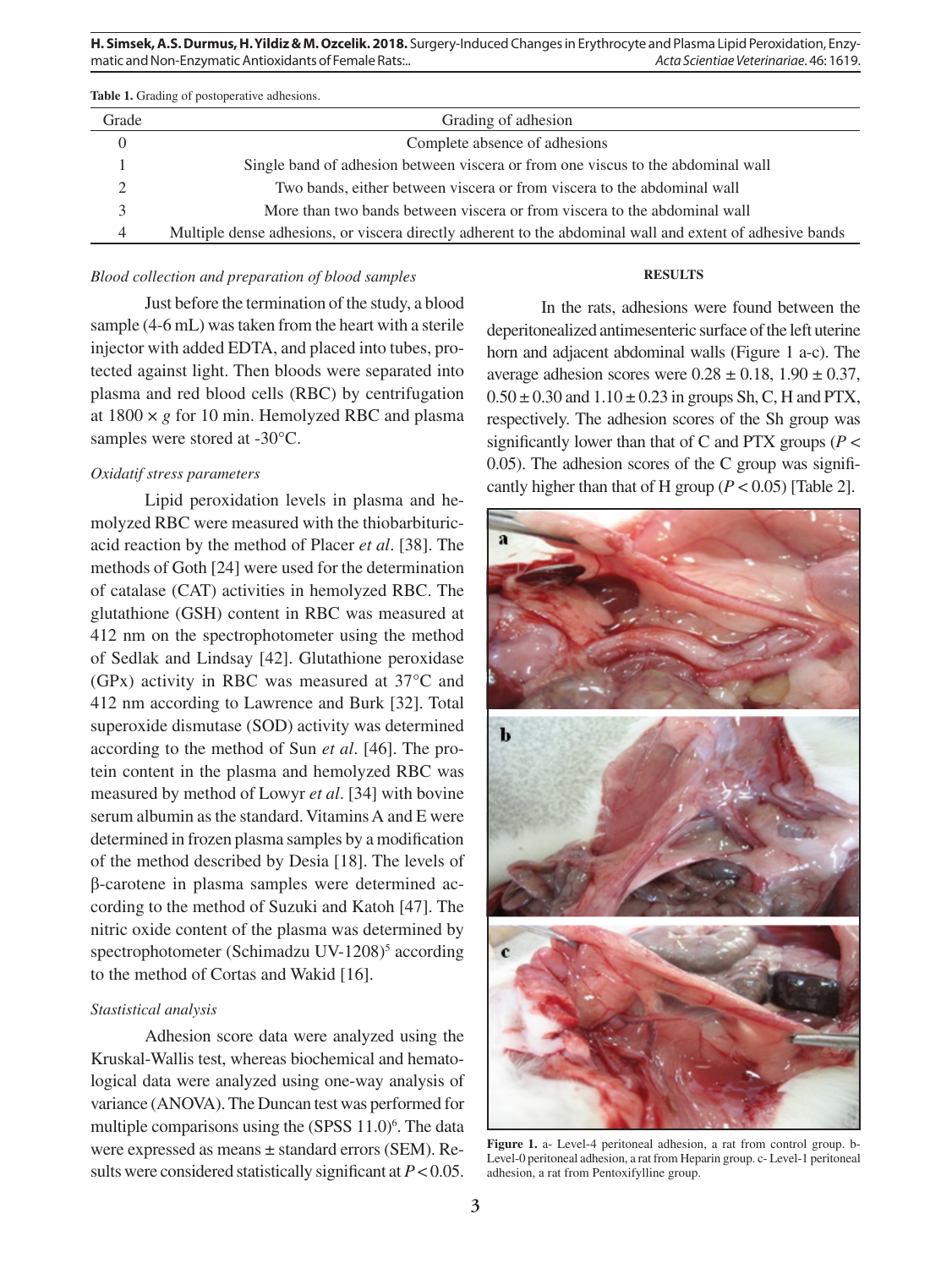**Table 1.** Grading of postoperative adhesions.

| Grade | Grading of adhesion |
|---|---|
| 0 | Complete absence of adhesions |
| 1 | Single band of adhesion between viscera or from one viscus to the abdominal wall |
| 2 | Two bands, either between viscera or from viscera to the abdominal wall |
| 3 | More than two bands between viscera or from viscera to the abdominal wall |
| 4 | Multiple dense adhesions, or viscera directly adherent to the abdominal wall and extent of adhesive bands |

*Blood collection and preparation of blood samples*

Just before the termination of the study, a blood sample (4-6 mL) was taken from the heart with a sterile injector with added EDTA, and placed into tubes, protected against light. Then bloods were separated into plasma and red blood cells (RBC) by centrifugation at 1800 × *g* for 10 min. Hemolyzed RBC and plasma samples were stored at -30°C.

*Oxidatif stress parameters*

Lipid peroxidation levels in plasma and hemolyzed RBC were measured with the thiobarbituric-acid reaction by the method of Placer *et al*. [38]. The methods of Goth [24] were used for the determination of catalase (CAT) activities in hemolyzed RBC. The glutathione (GSH) content in RBC was measured at 412 nm on the spectrophotometer using the method of Sedlak and Lindsay [42]. Glutathione peroxidase (GPx) activity in RBC was measured at 37°C and 412 nm according to Lawrence and Burk [32]. Total superoxide dismutase (SOD) activity was determined according to the method of Sun *et al*. [46]. The protein content in the plasma and hemolyzed RBC was measured by method of Lowyr *et al*. [34] with bovine serum albumin as the standard. Vitamins A and E were determined in frozen plasma samples by a modification of the method described by Desia [18]. The levels of β-carotene in plasma samples were determined according to the method of Suzuki and Katoh [47]. The nitric oxide content of the plasma was determined by spectrophotometer (Schimadzu UV-1208)[5] according to the method of Cortas and Wakid [16].

*Stastistical analysis*

Adhesion score data were analyzed using the Kruskal-Wallis test, whereas biochemical and hematological data were analyzed using one-way analysis of variance (ANOVA). The Duncan test was performed for multiple comparisons using the (SPSS 11.0)[6]. The data were expressed as means ± standard errors (SEM). Results were considered statistically significant at $P < 0.05$.

## RESULTS

In the rats, adhesions were found between the deperitonealized antimesenteric surface of the left uterine horn and adjacent abdominal walls (Figure 1 a-c). The average adhesion scores were 0.28 ± 0.18, 1.90 ± 0.37, 0.50 ± 0.30 and 1.10 ± 0.23 in groups Sh, C, H and PTX, respectively. The adhesion scores of the Sh group was significantly lower than that of C and PTX groups ($P < 0.05$). The adhesion scores of the C group was significantly higher than that of H group ($P < 0.05$) [Table 2].

**Figure 1.** a- Level-4 peritoneal adhesion, a rat from control group. b- Level-0 peritoneal adhesion, a rat from Heparin group. c- Level-1 peritoneal adhesion, a rat from Pentoxifylline group.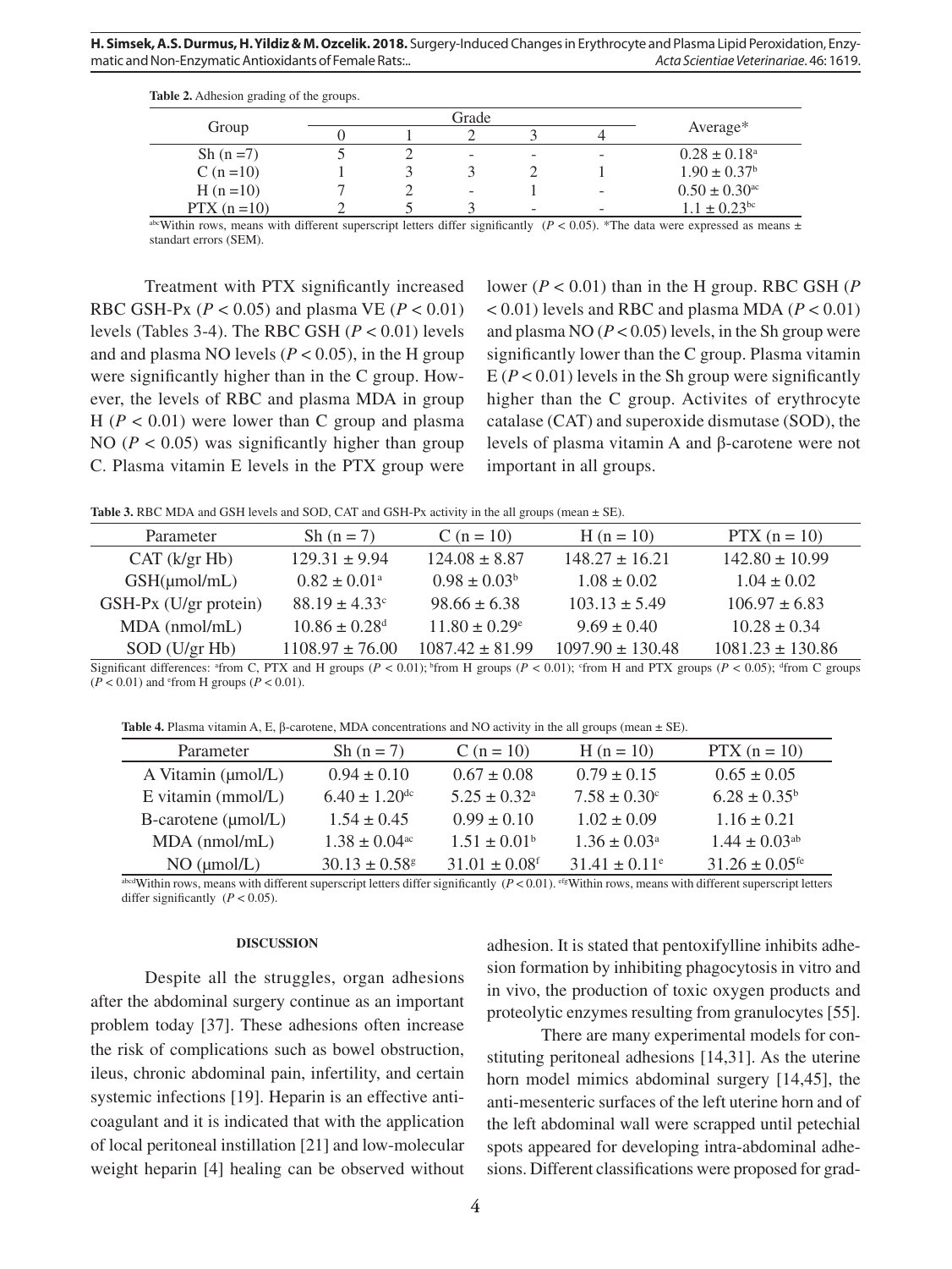**Table 2.** Adhesion grading of the groups.

| Group | Grade | | | | | Average* |
|---|---|---|---|---|---|---|
| | 0 | 1 | 2 | 3 | 4 | |
| Sh (n =7) | 5 | 2 | - | - | - | 0.28 ± 0.18[a] |
| C (n =10) | 1 | 3 | 3 | 2 | 1 | 1.90 ± 0.37[b] |
| H (n =10) | 7 | 2 | - | 1 | - | 0.50 ± 0.30[ac] |
| PTX (n =10) | 2 | 5 | 3 | - | - | 1.1 ± 0.23[bc] |

[abc]Within rows, means with different superscript letters differ significantly ($P < 0.05$). *The data were expressed as means ± standart errors (SEM).

Treatment with PTX significantly increased RBC GSH-Px ($P < 0.05$) and plasma VE ($P < 0.01$) levels (Tables 3-4). The RBC GSH ($P < 0.01$) levels and and plasma NO levels ($P < 0.05$), in the H group were significantly higher than in the C group. However, the levels of RBC and plasma MDA in group H ($P < 0.01$) were lower than C group and plasma NO ($P < 0.05$) was significantly higher than group C. Plasma vitamin E levels in the PTX group were lower ($P < 0.01$) than in the H group. RBC GSH ($P < 0.01$) levels and RBC and plasma MDA ($P < 0.01$) and plasma NO ($P < 0.05$) levels, in the Sh group were significantly lower than the C group. Plasma vitamin E ($P < 0.01$) levels in the Sh group were significantly higher than the C group. Activites of erythrocyte catalase (CAT) and superoxide dismutase (SOD), the levels of plasma vitamin A and β-carotene were not important in all groups.

**Table 3.** RBC MDA and GSH levels and SOD, CAT and GSH-Px activity in the all groups (mean ± SE).

| Parameter | Sh (n = 7) | C (n = 10) | H (n = 10) | PTX (n = 10) |
|---|---|---|---|---|
| CAT (k/gr Hb) | 129.31 ± 9.94 | 124.08 ± 8.87 | 148.27 ± 16.21 | 142.80 ± 10.99 |
| GSH(μmol/mL) | 0.82 ± 0.01[a] | 0.98 ± 0.03[b] | 1.08 ± 0.02 | 1.04 ± 0.02 |
| GSH-Px (U/gr protein) | 88.19 ± 4.33[c] | 98.66 ± 6.38 | 103.13 ± 5.49 | 106.97 ± 6.83 |
| MDA (nmol/mL) | 10.86 ± 0.28[d] | 11.80 ± 0.29[e] | 9.69 ± 0.40 | 10.28 ± 0.34 |
| SOD (U/gr Hb) | 1108.97 ± 76.00 | 1087.42 ± 81.99 | 1097.90 ± 130.48 | 1081.23 ± 130.86 |

Significant differences: [a]from C, PTX and H groups ($P < 0.01$); [b]from H groups ($P < 0.01$); [c]from H and PTX groups ($P < 0.05$); [d]from C groups ($P < 0.01$) and [e]from H groups ($P < 0.01$).

**Table 4.** Plasma vitamin A, E, β-carotene, MDA concentrations and NO activity in the all groups (mean ± SE).

| Parameter | Sh (n = 7) | C (n = 10) | H (n = 10) | PTX (n = 10) |
|---|---|---|---|---|
| A Vitamin (μmol/L) | 0.94 ± 0.10 | 0.67 ± 0.08 | 0.79 ± 0.15 | 0.65 ± 0.05 |
| E vitamin (mmol/L) | 6.40 ± 1.20[dc] | 5.25 ± 0.32[a] | 7.58 ± 0.30[c] | 6.28 ± 0.35[b] |
| B-carotene (μmol/L) | 1.54 ± 0.45 | 0.99 ± 0.10 | 1.02 ± 0.09 | 1.16 ± 0.21 |
| MDA (nmol/mL) | 1.38 ± 0.04[ac] | 1.51 ± 0.01[b] | 1.36 ± 0.03[a] | 1.44 ± 0.03[ab] |
| NO (μmol/L) | 30.13 ± 0.58[g] | 31.01 ± 0.08[f] | 31.41 ± 0.11[e] | 31.26 ± 0.05[fe] |

[abcd]Within rows, means with different superscript letters differ significantly ($P < 0.01$). [efg]Within rows, means with different superscript letters differ significantly ($P < 0.05$).

## DISCUSSION

Despite all the struggles, organ adhesions after the abdominal surgery continue as an important problem today [37]. These adhesions often increase the risk of complications such as bowel obstruction, ileus, chronic abdominal pain, infertility, and certain systemic infections [19]. Heparin is an effective anticoagulant and it is indicated that with the application of local peritoneal instillation [21] and low-molecular weight heparin [4] healing can be observed without adhesion. It is stated that pentoxifylline inhibits adhesion formation by inhibiting phagocytosis in vitro and in vivo, the production of toxic oxygen products and proteolytic enzymes resulting from granulocytes [55].

There are many experimental models for constituting peritoneal adhesions [14,31]. As the uterine horn model mimics abdominal surgery [14,45], the anti-mesenteric surfaces of the left uterine horn and of the left abdominal wall were scrapped until petechial spots appeared for developing intra-abdominal adhesions. Different classifications were proposed for grad-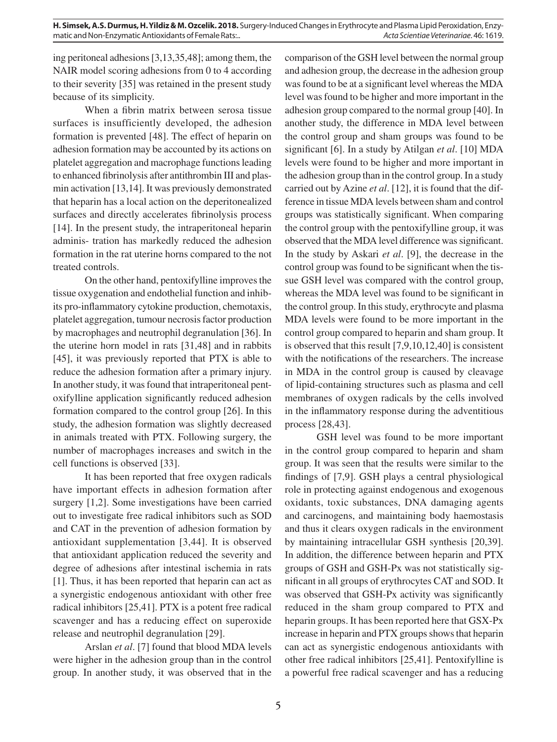ing peritoneal adhesions [3,13,35,48]; among them, the NAIR model scoring adhesions from 0 to 4 according to their severity [35] was retained in the present study because of its simplicity.

When a fibrin matrix between serosa tissue surfaces is insufficiently developed, the adhesion formation is prevented [48]. The effect of heparin on adhesion formation may be accounted by its actions on platelet aggregation and macrophage functions leading to enhanced fibrinolysis after antithrombin III and plasmin activation [13,14]. It was previously demonstrated that heparin has a local action on the deperitonealized surfaces and directly accelerates fibrinolysis process [14]. In the present study, the intraperitoneal heparin adminis- tration has markedly reduced the adhesion formation in the rat uterine horns compared to the not treated controls.

On the other hand, pentoxifylline improves the tissue oxygenation and endothelial function and inhibits pro-inflammatory cytokine production, chemotaxis, platelet aggregation, tumour necrosis factor production by macrophages and neutrophil degranulation [36]. In the uterine horn model in rats [31,48] and in rabbits [45], it was previously reported that PTX is able to reduce the adhesion formation after a primary injury. In another study, it was found that intraperitoneal pentoxifylline application significantly reduced adhesion formation compared to the control group [26]. In this study, the adhesion formation was slightly decreased in animals treated with PTX. Following surgery, the number of macrophages increases and switch in the cell functions is observed [33].

It has been reported that free oxygen radicals have important effects in adhesion formation after surgery [1,2]. Some investigations have been carried out to investigate free radical inhibitors such as SOD and CAT in the prevention of adhesion formation by antioxidant supplementation [3,44]. It is observed that antioxidant application reduced the severity and degree of adhesions after intestinal ischemia in rats [1]. Thus, it has been reported that heparin can act as a synergistic endogenous antioxidant with other free radical inhibitors [25,41]. PTX is a potent free radical scavenger and has a reducing effect on superoxide release and neutrophil degranulation [29].

Arslan *et al*. [7] found that blood MDA levels were higher in the adhesion group than in the control group. In another study, it was observed that in the comparison of the GSH level between the normal group and adhesion group, the decrease in the adhesion group was found to be at a significant level whereas the MDA level was found to be higher and more important in the adhesion group compared to the normal group [40]. In another study, the difference in MDA level between the control group and sham groups was found to be significant [6]. In a study by Atilgan *et al*. [10] MDA levels were found to be higher and more important in the adhesion group than in the control group. In a study carried out by Azine *et al*. [12], it is found that the difference in tissue MDA levels between sham and control groups was statistically significant. When comparing the control group with the pentoxifylline group, it was observed that the MDA level difference was significant. In the study by Askari *et al*. [9], the decrease in the control group was found to be significant when the tissue GSH level was compared with the control group, whereas the MDA level was found to be significant in the control group. In this study, erythrocyte and plasma MDA levels were found to be more important in the control group compared to heparin and sham group. It is observed that this result [7,9,10,12,40] is consistent with the notifications of the researchers. The increase in MDA in the control group is caused by cleavage of lipid-containing structures such as plasma and cell membranes of oxygen radicals by the cells involved in the inflammatory response during the adventitious process [28,43].

GSH level was found to be more important in the control group compared to heparin and sham group. It was seen that the results were similar to the findings of [7,9]. GSH plays a central physiological role in protecting against endogenous and exogenous oxidants, toxic substances, DNA damaging agents and carcinogens, and maintaining body haemostasis and thus it clears oxygen radicals in the environment by maintaining intracellular GSH synthesis [20,39]. In addition, the difference between heparin and PTX groups of GSH and GSH-Px was not statistically significant in all groups of erythrocytes CAT and SOD. It was observed that GSH-Px activity was significantly reduced in the sham group compared to PTX and heparin groups. It has been reported here that GSX-Px increase in heparin and PTX groups shows that heparin can act as synergistic endogenous antioxidants with other free radical inhibitors [25,41]. Pentoxifylline is a powerful free radical scavenger and has a reducing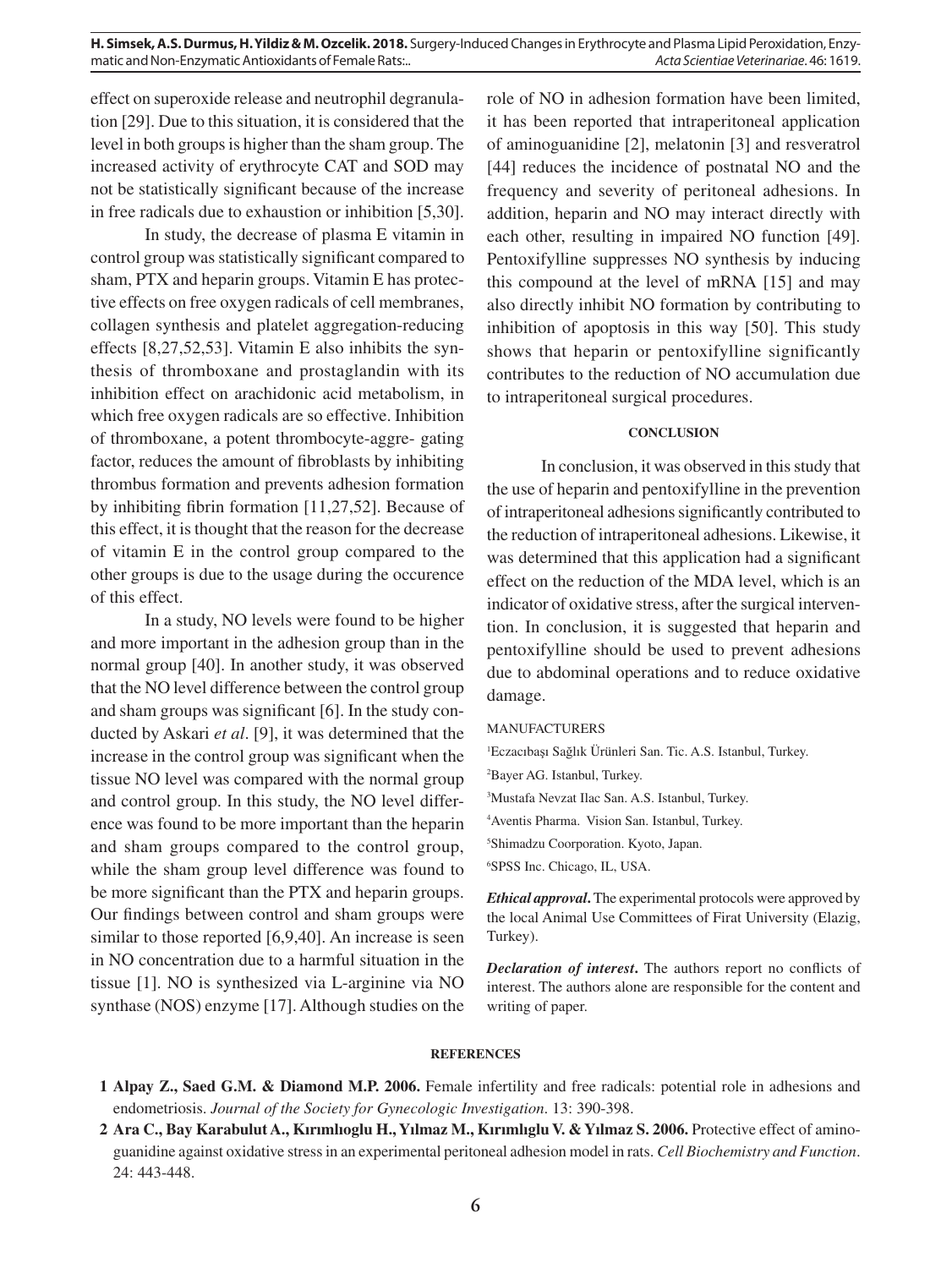effect on superoxide release and neutrophil degranulation [29]. Due to this situation, it is considered that the level in both groups is higher than the sham group. The increased activity of erythrocyte CAT and SOD may not be statistically significant because of the increase in free radicals due to exhaustion or inhibition [5,30].

In study, the decrease of plasma E vitamin in control group was statistically significant compared to sham, PTX and heparin groups. Vitamin E has protective effects on free oxygen radicals of cell membranes, collagen synthesis and platelet aggregation-reducing effects [8,27,52,53]. Vitamin E also inhibits the synthesis of thromboxane and prostaglandin with its inhibition effect on arachidonic acid metabolism, in which free oxygen radicals are so effective. Inhibition of thromboxane, a potent thrombocyte-aggre- gating factor, reduces the amount of fibroblasts by inhibiting thrombus formation and prevents adhesion formation by inhibiting fibrin formation [11,27,52]. Because of this effect, it is thought that the reason for the decrease of vitamin E in the control group compared to the other groups is due to the usage during the occurence of this effect.

In a study, NO levels were found to be higher and more important in the adhesion group than in the normal group [40]. In another study, it was observed that the NO level difference between the control group and sham groups was significant [6]. In the study conducted by Askari *et al*. [9], it was determined that the increase in the control group was significant when the tissue NO level was compared with the normal group and control group. In this study, the NO level difference was found to be more important than the heparin and sham groups compared to the control group, while the sham group level difference was found to be more significant than the PTX and heparin groups. Our findings between control and sham groups were similar to those reported [6,9,40]. An increase is seen in NO concentration due to a harmful situation in the tissue [1]. NO is synthesized via L-arginine via NO synthase (NOS) enzyme [17]. Although studies on the role of NO in adhesion formation have been limited, it has been reported that intraperitoneal application of aminoguanidine [2], melatonin [3] and resveratrol [44] reduces the incidence of postnatal NO and the frequency and severity of peritoneal adhesions. In addition, heparin and NO may interact directly with each other, resulting in impaired NO function [49]. Pentoxifylline suppresses NO synthesis by inducing this compound at the level of mRNA [15] and may also directly inhibit NO formation by contributing to inhibition of apoptosis in this way [50]. This study shows that heparin or pentoxifylline significantly contributes to the reduction of NO accumulation due to intraperitoneal surgical procedures.

## CONCLUSION

In conclusion, it was observed in this study that the use of heparin and pentoxifylline in the prevention of intraperitoneal adhesions significantly contributed to the reduction of intraperitoneal adhesions. Likewise, it was determined that this application had a significant effect on the reduction of the MDA level, which is an indicator of oxidative stress, after the surgical intervention. In conclusion, it is suggested that heparin and pentoxifylline should be used to prevent adhesions due to abdominal operations and to reduce oxidative damage.

MANUFACTURERS

[1]Eczacıbaşı Sağlık Ürünleri San. Tic. A.S. Istanbul, Turkey.
[2]Bayer AG. Istanbul, Turkey.
[3]Mustafa Nevzat Ilac San. A.S. Istanbul, Turkey.
[4]Aventis Pharma. Vision San. Istanbul, Turkey.
[5]Shimadzu Coorporation. Kyoto, Japan.
[6]SPSS Inc. Chicago, IL, USA.

***Ethical approval*.** The experimental protocols were approved by the local Animal Use Committees of Firat University (Elazig, Turkey).

***Declaration of interest*.** The authors report no conflicts of interest. The authors alone are responsible for the content and writing of paper.

## REFERENCES

**1 Alpay Z., Saed G.M. & Diamond M.P. 2006.** Female infertility and free radicals: potential role in adhesions and endometriosis. *Journal of the Society for Gynecologic Investigation*. 13: 390-398.

**2 Ara C., Bay Karabulut A., Kırımlıoglu H., Yılmaz M., Kırımlıglu V. & Yılmaz S. 2006.** Protective effect of aminoguanidine against oxidative stress in an experimental peritoneal adhesion model in rats. *Cell Biochemistry and Function*. 24: 443-448.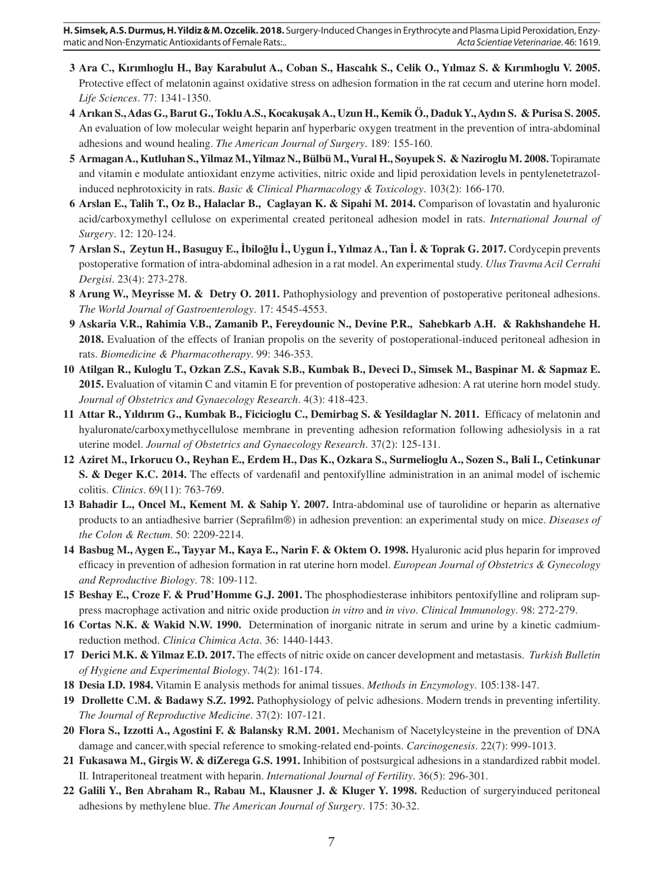3 **Ara C., Kırımlıoglu H., Bay Karabulut A., Coban S., Hascalık S., Celik O., Yılmaz S. & Kırımlıoglu V. 2005.** Protective effect of melatonin against oxidative stress on adhesion formation in the rat cecum and uterine horn model. *Life Sciences*. 77: 1341-1350.

4 **Arıkan S., Adas G., Barut G., Toklu A.S., Kocakuşak A., Uzun H., Kemik Ö., Daduk Y., Aydın S. & Purisa S. 2005.** An evaluation of low molecular weight heparin anf hyperbaric oxygen treatment in the prevention of intra-abdominal adhesions and wound healing. *The American Journal of Surgery*. 189: 155-160.

5 **Armagan A., Kutluhan S., Yilmaz M., Yilmaz N., Bülbü M., Vural H., Soyupek S. & Naziroglu M. 2008.** Topiramate and vitamin e modulate antioxidant enzyme activities, nitric oxide and lipid peroxidation levels in pentylenetetrazol-induced nephrotoxicity in rats. *Basic & Clinical Pharmacology & Toxicology*. 103(2): 166-170.

6 **Arslan E., Talih T., Oz B., Halaclar B., Caglayan K. & Sipahi M. 2014.** Comparison of lovastatin and hyaluronic acid/carboxymethyl cellulose on experimental created peritoneal adhesion model in rats. *International Journal of Surgery*. 12: 120-124.

7 **Arslan S., Zeytun H., Basuguy E., İbiloğlu İ., Uygun İ., Yılmaz A., Tan İ. & Toprak G. 2017.** Cordycepin prevents postoperative formation of intra-abdominal adhesion in a rat model. An experimental study. *Ulus Travma Acil Cerrahi Dergisi*. 23(4): 273-278.

8 **Arung W., Meyrisse M. & Detry O. 2011.** Pathophysiology and prevention of postoperative peritoneal adhesions. *The World Journal of Gastroenterology*. 17: 4545-4553.

9 **Askaria V.R., Rahimia V.B., Zamanib P., Fereydounic N., Devine P.R., Sahebkarb A.H. & Rakhshandehe H. 2018.** Evaluation of the effects of Iranian propolis on the severity of postoperational-induced peritoneal adhesion in rats. *Biomedicine & Pharmacotherapy*. 99: 346-353.

10 **Atilgan R., Kuloglu T., Ozkan Z.S., Kavak S.B., Kumbak B., Deveci D., Simsek M., Baspinar M. & Sapmaz E. 2015.** Evaluation of vitamin C and vitamin E for prevention of postoperative adhesion: A rat uterine horn model study. *Journal of Obstetrics and Gynaecology Research*. 4(3): 418-423.

11 **Attar R., Yıldırım G., Kumbak B., Ficicioglu C., Demirbag S. & Yesildaglar N. 2011.** Efficacy of melatonin and hyaluronate/carboxymethycellulose membrane in preventing adhesion reformation following adhesiolysis in a rat uterine model. *Journal of Obstetrics and Gynaecology Research*. 37(2): 125-131.

12 **Aziret M., Irkorucu O., Reyhan E., Erdem H., Das K., Ozkara S., Surmelioglu A., Sozen S., Bali I., Cetinkunar S. & Deger K.C. 2014.** The effects of vardenafil and pentoxifylline administration in an animal model of ischemic colitis. *Clinics*. 69(11): 763-769.

13 **Bahadir L., Oncel M., Kement M. & Sahip Y. 2007.** Intra-abdominal use of taurolidine or heparin as alternative products to an antiadhesive barrier (Seprafilm®) in adhesion prevention: an experimental study on mice. *Diseases of the Colon & Rectum*. 50: 2209-2214.

14 **Basbug M., Aygen E., Tayyar M., Kaya E., Narin F. & Oktem O. 1998.** Hyaluronic acid plus heparin for improved efficacy in prevention of adhesion formation in rat uterine horn model. *European Journal of Obstetrics & Gynecology and Reproductive Biology*. 78: 109-112.

15 **Beshay E., Croze F. & Prud'Homme G.J. 2001.** The phosphodiesterase inhibitors pentoxifylline and rolipram suppress macrophage activation and nitric oxide production *in vitro* and *in vivo*. *Clinical Immunology*. 98: 272-279.

16 **Cortas N.K. & Wakid N.W. 1990.** Determination of inorganic nitrate in serum and urine by a kinetic cadmium-reduction method. *Clinica Chimica Acta*. 36: 1440-1443.

17 **Derici M.K. & Yilmaz E.D. 2017.** The effects of nitric oxide on cancer development and metastasis. *Turkish Bulletin of Hygiene and Experimental Biology*. 74(2): 161-174.

18 **Desia I.D. 1984.** Vitamin E analysis methods for animal tissues. *Methods in Enzymology*. 105:138-147.

19 **Drollette C.M. & Badawy S.Z. 1992.** Pathophysiology of pelvic adhesions. Modern trends in preventing infertility. *The Journal of Reproductive Medicine*. 37(2): 107-121.

20 **Flora S., Izzotti A., Agostini F. & Balansky R.M. 2001.** Mechanism of Nacetylcysteine in the prevention of DNA damage and cancer,with special reference to smoking-related end-points. *Carcinogenesis*. 22(7): 999-1013.

21 **Fukasawa M., Girgis W. & diZerega G.S. 1991.** Inhibition of postsurgical adhesions in a standardized rabbit model. II. Intraperitoneal treatment with heparin. *International Journal of Fertility*. 36(5): 296-301.

22 **Galili Y., Ben Abraham R., Rabau M., Klausner J. & Kluger Y. 1998.** Reduction of surgeryinduced peritoneal adhesions by methylene blue. *The American Journal of Surgery*. 175: 30-32.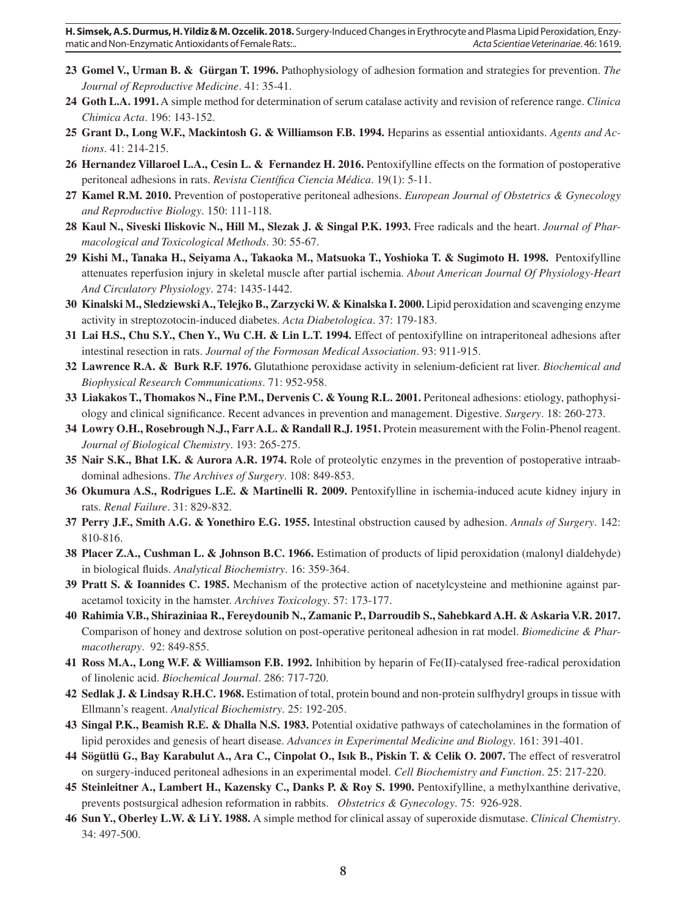**23 Gomel V., Urman B. & Gürgan T. 1996.** Pathophysiology of adhesion formation and strategies for prevention. *The Journal of Reproductive Medicine*. 41: 35-41.

**24 Goth L.A. 1991.** A simple method for determination of serum catalase activity and revision of reference range. *Clinica Chimica Acta*. 196: 143-152.

**25 Grant D., Long W.F., Mackintosh G. & Williamson F.B. 1994.** Heparins as essential antioxidants. *Agents and Actions*. 41: 214-215.

**26 Hernandez Villaroel L.A., Cesin L. & Fernandez H. 2016.** Pentoxifylline effects on the formation of postoperative peritoneal adhesions in rats. *Revista Científica Ciencia Médica*. 19(1): 5-11.

**27 Kamel R.M. 2010.** Prevention of postoperative peritoneal adhesions. *European Journal of Obstetrics & Gynecology and Reproductive Biology*. 150: 111-118.

**28 Kaul N., Siveski Iliskovic N., Hill M., Slezak J. & Singal P.K. 1993.** Free radicals and the heart. *Journal of Pharmacological and Toxicological Methods*. 30: 55-67.

**29 Kishi M., Tanaka H., Seiyama A., Takaoka M., Matsuoka T., Yoshioka T. & Sugimoto H. 1998.** Pentoxifylline attenuates reperfusion injury in skeletal muscle after partial ischemia. *About American Journal Of Physiology-Heart And Circulatory Physiology*. 274: 1435-1442.

**30 Kinalski M., Sledziewski A., Telejko B., Zarzycki W. & Kinalska I. 2000.** Lipid peroxidation and scavenging enzyme activity in streptozotocin-induced diabetes. *Acta Diabetologica*. 37: 179-183.

**31 Lai H.S., Chu S.Y., Chen Y., Wu C.H. & Lin L.T. 1994.** Effect of pentoxifylline on intraperitoneal adhesions after intestinal resection in rats. *Journal of the Formosan Medical Association*. 93: 911-915.

**32 Lawrence R.A. & Burk R.F. 1976.** Glutathione peroxidase activity in selenium-deficient rat liver. *Biochemical and Biophysical Research Communications*. 71: 952-958.

**33 Liakakos T., Thomakos N., Fine P.M., Dervenis C. & Young R.L. 2001.** Peritoneal adhesions: etiology, pathophysiology and clinical significance. Recent advances in prevention and management. Digestive. *Surgery*. 18: 260-273.

**34 Lowry O.H., Rosebrough N.J., Farr A.L. & Randall R.J. 1951.** Protein measurement with the Folin-Phenol reagent. *Journal of Biological Chemistry*. 193: 265-275.

**35 Nair S.K., Bhat I.K. & Aurora A.R. 1974.** Role of proteolytic enzymes in the prevention of postoperative intraabdominal adhesions. *The Archives of Surgery*. 108: 849-853.

**36 Okumura A.S., Rodrigues L.E. & Martinelli R. 2009.** Pentoxifylline in ischemia-induced acute kidney injury in rats. *Renal Failure*. 31: 829-832.

**37 Perry J.F., Smith A.G. & Yonethiro E.G. 1955.** Intestinal obstruction caused by adhesion. *Annals of Surgery*. 142: 810-816.

**38 Placer Z.A., Cushman L. & Johnson B.C. 1966.** Estimation of products of lipid peroxidation (malonyl dialdehyde) in biological fluids. *Analytical Biochemistry*. 16: 359-364.

**39 Pratt S. & Ioannides C. 1985.** Mechanism of the protective action of nacetylcysteine and methionine against paracetamol toxicity in the hamster. *Archives Toxicology*. 57: 173-177.

**40 Rahimia V.B., Shiraziniaa R., Fereydounib N., Zamanic P., Darroudib S., Sahebkard A.H. & Askaria V.R. 2017.** Comparison of honey and dextrose solution on post-operative peritoneal adhesion in rat model. *Biomedicine & Pharmacotherapy*. 92: 849-855.

**41 Ross M.A., Long W.F. & Williamson F.B. 1992.** Inhibition by heparin of Fe(II)-catalysed free-radical peroxidation of linolenic acid. *Biochemical Journal*. 286: 717-720.

**42 Sedlak J. & Lindsay R.H.C. 1968.** Estimation of total, protein bound and non-protein sulfhydryl groups in tissue with Ellmann's reagent. *Analytical Biochemistry*. 25: 192-205.

**43 Singal P.K., Beamish R.E. & Dhalla N.S. 1983.** Potential oxidative pathways of catecholamines in the formation of lipid peroxides and genesis of heart disease. *Advances in Experimental Medicine and Biology*. 161: 391-401.

**44 Sögütlü G., Bay Karabulut A., Ara C., Cinpolat O., Isık B., Piskin T. & Celik O. 2007.** The effect of resveratrol on surgery-induced peritoneal adhesions in an experimental model. *Cell Biochemistry and Function*. 25: 217-220.

**45 Steinleitner A., Lambert H., Kazensky C., Danks P. & Roy S. 1990.** Pentoxifylline, a methylxanthine derivative, prevents postsurgical adhesion reformation in rabbits. *Obstetrics & Gynecology*. 75: 926-928.

**46 Sun Y., Oberley L.W. & Li Y. 1988.** A simple method for clinical assay of superoxide dismutase. *Clinical Chemistry*. 34: 497-500.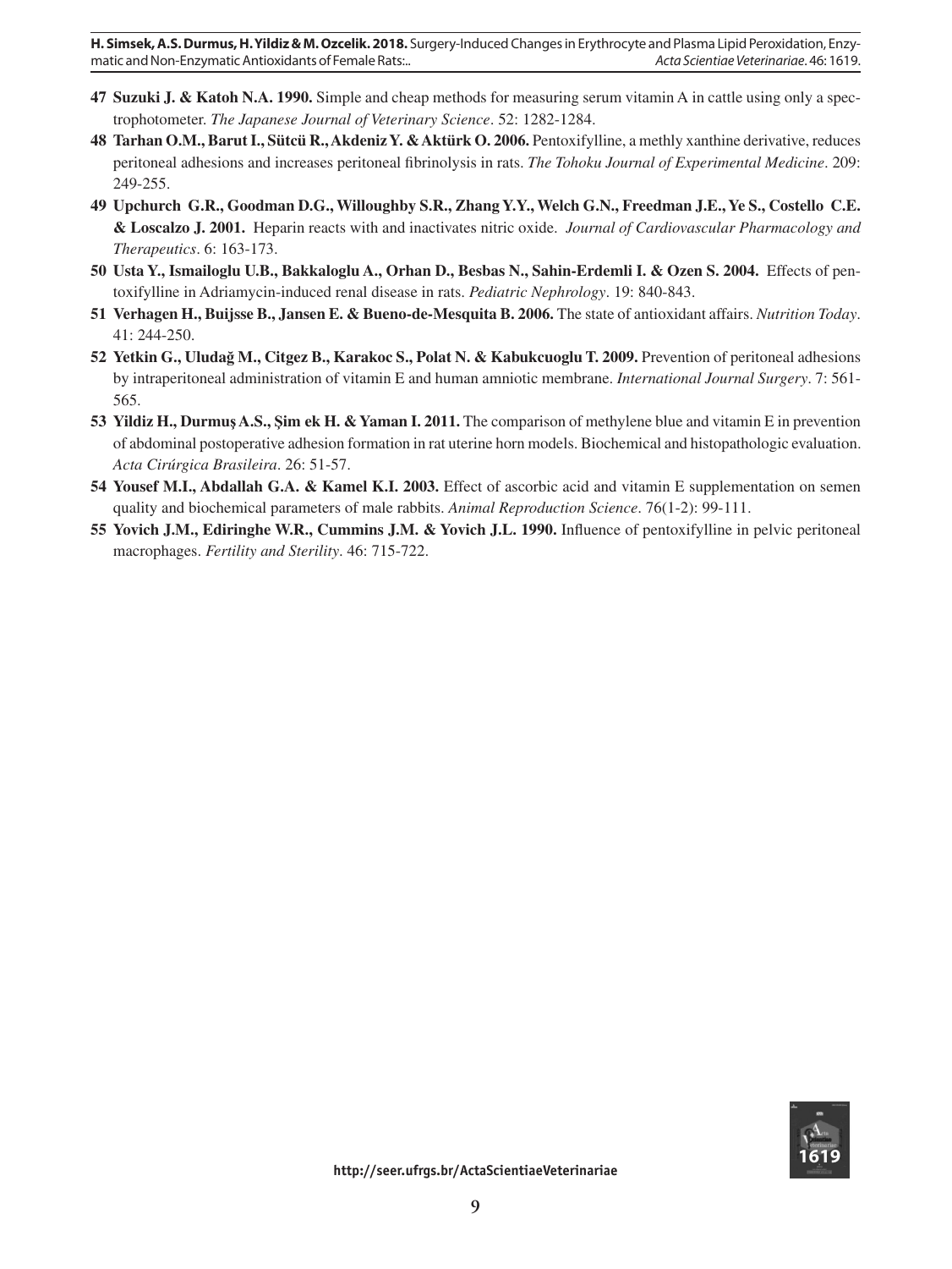**47 Suzuki J. & Katoh N.A. 1990.** Simple and cheap methods for measuring serum vitamin A in cattle using only a spectrophotometer. *The Japanese Journal of Veterinary Science*. 52: 1282-1284.

**48 Tarhan O.M., Barut I., Sütcü R., Akdeniz Y. & Aktürk O. 2006.** Pentoxifylline, a methly xanthine derivative, reduces peritoneal adhesions and increases peritoneal fibrinolysis in rats. *The Tohoku Journal of Experimental Medicine*. 209: 249-255.

**49 Upchurch G.R., Goodman D.G., Willoughby S.R., Zhang Y.Y., Welch G.N., Freedman J.E., Ye S., Costello C.E. & Loscalzo J. 2001.** Heparin reacts with and inactivates nitric oxide. *Journal of Cardiovascular Pharmacology and Therapeutics*. 6: 163-173.

**50 Usta Y., Ismailoglu U.B., Bakkaloglu A., Orhan D., Besbas N., Sahin-Erdemli I. & Ozen S. 2004.** Effects of pentoxifylline in Adriamycin-induced renal disease in rats. *Pediatric Nephrology*. 19: 840-843.

**51 Verhagen H., Buijsse B., Jansen E. & Bueno-de-Mesquita B. 2006.** The state of antioxidant affairs. *Nutrition Today*. 41: 244-250.

**52 Yetkin G., Uludağ M., Citgez B., Karakoc S., Polat N. & Kabukcuoglu T. 2009.** Prevention of peritoneal adhesions by intraperitoneal administration of vitamin E and human amniotic membrane. *International Journal Surgery*. 7: 561-565.

**53 Yildiz H., Durmuş A.S., Şim ek H. & Yaman I. 2011.** The comparison of methylene blue and vitamin E in prevention of abdominal postoperative adhesion formation in rat uterine horn models. Biochemical and histopathologic evaluation. *Acta Cirúrgica Brasileira*. 26: 51-57.

**54 Yousef M.I., Abdallah G.A. & Kamel K.I. 2003.** Effect of ascorbic acid and vitamin E supplementation on semen quality and biochemical parameters of male rabbits. *Animal Reproduction Science*. 76(1-2): 99-111.

**55 Yovich J.M., Ediringhe W.R., Cummins J.M. & Yovich J.L. 1990.** Influence of pentoxifylline in pelvic peritoneal macrophages. *Fertility and Sterility*. 46: 715-722.